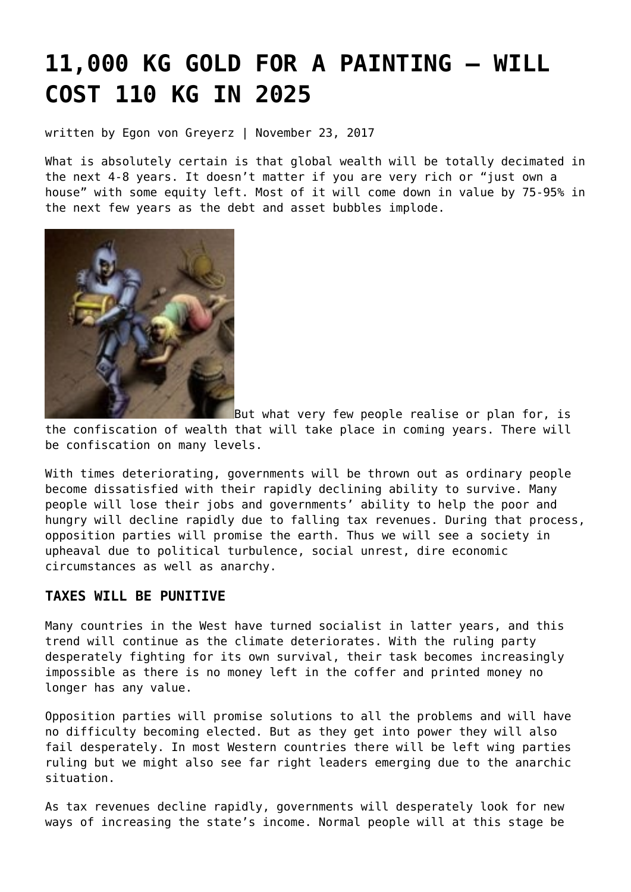# 11,000 KG GOLD FOR A PAINTING – WILL COST 110 KG IN 2025

written by Egon von Greyerz | November 23, 2017

What is absolutely certain is that global wealth will be totally decimated in the next 4-8 years. It doesn't matter if you are very rich or "just own a house" with some equity left. Most of it will come down in value by 75-95% in the next few years as the debt and asset bubbles implode.

But what very few people realise or plan for, is the confiscation of wealth that will take place in coming years. There will be confiscation on many levels.

With times deteriorating, governments will be thrown out as ordinary people become dissatisfied with their rapidly declining ability to survive. Many people will lose their jobs and governments' ability to help the poor and hungry will decline rapidly due to falling tax revenues. During that process, opposition parties will promise the earth. Thus we will see a society in upheaval due to political turbulence, social unrest, dire economic circumstances as well as anarchy.

### TAXES WILL BE PUNITIVE

Many countries in the West have turned socialist in latter years, and this trend will continue as the climate deteriorates. With the ruling party desperately fighting for its own survival, their task becomes increasingly impossible as there is no money left in the coffer and printed money no longer has any value.

Opposition parties will promise solutions to all the problems and will have no difficulty becoming elected. But as they get into power they will also fail desperately. In most Western countries there will be left wing parties ruling but we might also see far right leaders emerging due to the anarchic situation.

As tax revenues decline rapidly, governments will desperately look for new ways of increasing the state's income. Normal people will at this stage be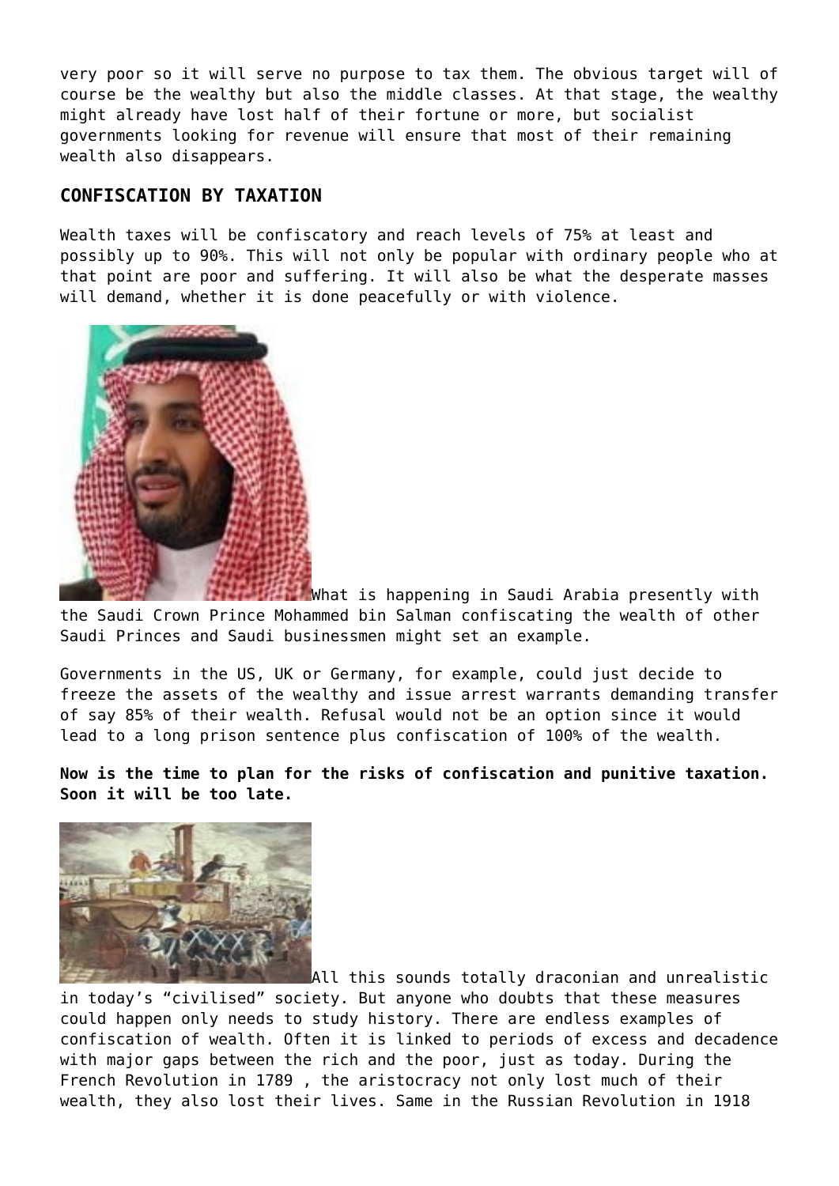very poor so it will serve no purpose to tax them. The obvious target will of course be the wealthy but also the middle classes. At that stage, the wealthy might already have lost half of their fortune or more, but socialist governments looking for revenue will ensure that most of their remaining wealth also disappears.

## CONFISCATION BY TAXATION

Wealth taxes will be confiscatory and reach levels of 75% at least and possibly up to 90%. This will not only be popular with ordinary people who at that point are poor and suffering. It will also be what the desperate masses will demand, whether it is done peacefully or with violence.

What is happening in Saudi Arabia presently with the Saudi Crown Prince Mohammed bin Salman confiscating the wealth of other Saudi Princes and Saudi businessmen might set an example.

Governments in the US, UK or Germany, for example, could just decide to freeze the assets of the wealthy and issue arrest warrants demanding transfer of say 85% of their wealth. Refusal would not be an option since it would lead to a long prison sentence plus confiscation of 100% of the wealth.

**Now is the time to plan for the risks of confiscation and punitive taxation. Soon it will be too late.**

All this sounds totally draconian and unrealistic in today's "civilised" society. But anyone who doubts that these measures could happen only needs to study history. There are endless examples of confiscation of wealth. Often it is linked to periods of excess and decadence with major gaps between the rich and the poor, just as today. During the French Revolution in 1789 , the aristocracy not only lost much of their wealth, they also lost their lives. Same in the Russian Revolution in 1918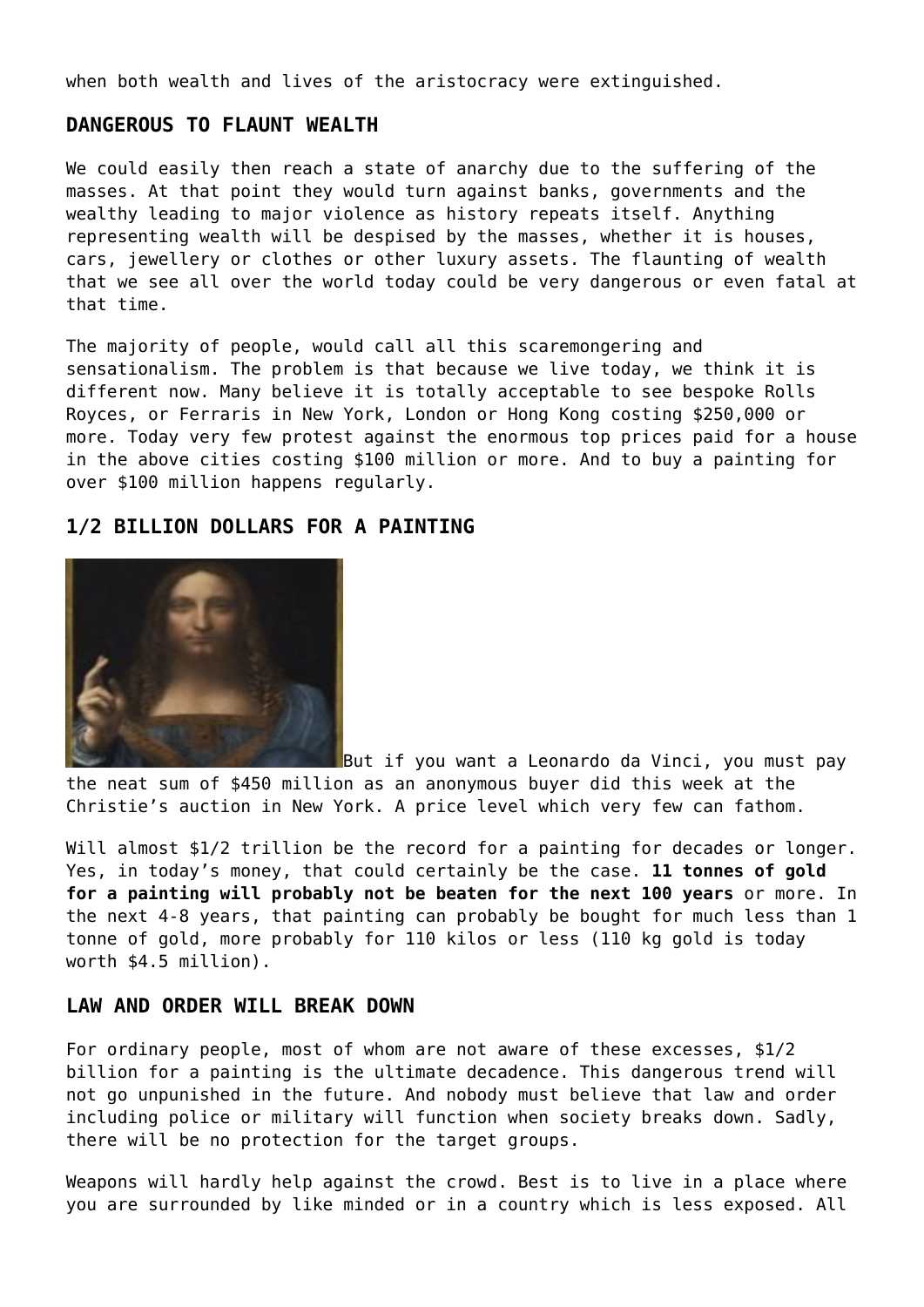when both wealth and lives of the aristocracy were extinguished.

## DANGEROUS TO FLAUNT WEALTH

We could easily then reach a state of anarchy due to the suffering of the masses. At that point they would turn against banks, governments and the wealthy leading to major violence as history repeats itself. Anything representing wealth will be despised by the masses, whether it is houses, cars, jewellery or clothes or other luxury assets. The flaunting of wealth that we see all over the world today could be very dangerous or even fatal at that time.

The majority of people, would call all this scaremongering and sensationalism. The problem is that because we live today, we think it is different now. Many believe it is totally acceptable to see bespoke Rolls Royces, or Ferraris in New York, London or Hong Kong costing $250,000 or more. Today very few protest against the enormous top prices paid for a house in the above cities costing $100 million or more. And to buy a painting for over $100 million happens regularly.

## 1/2 BILLION DOLLARS FOR A PAINTING

But if you want a Leonardo da Vinci, you must pay the neat sum of $450 million as an anonymous buyer did this week at the Christie's auction in New York. A price level which very few can fathom.

Will almost $1/2 trillion be the record for a painting for decades or longer. Yes, in today's money, that could certainly be the case. **11 tonnes of gold for a painting will probably not be beaten for the next 100 years** or more. In the next 4-8 years, that painting can probably be bought for much less than 1 tonne of gold, more probably for 110 kilos or less (110 kg gold is today worth $4.5 million).

## LAW AND ORDER WILL BREAK DOWN

For ordinary people, most of whom are not aware of these excesses, $1/2 billion for a painting is the ultimate decadence. This dangerous trend will not go unpunished in the future. And nobody must believe that law and order including police or military will function when society breaks down. Sadly, there will be no protection for the target groups.

Weapons will hardly help against the crowd. Best is to live in a place where you are surrounded by like minded or in a country which is less exposed. All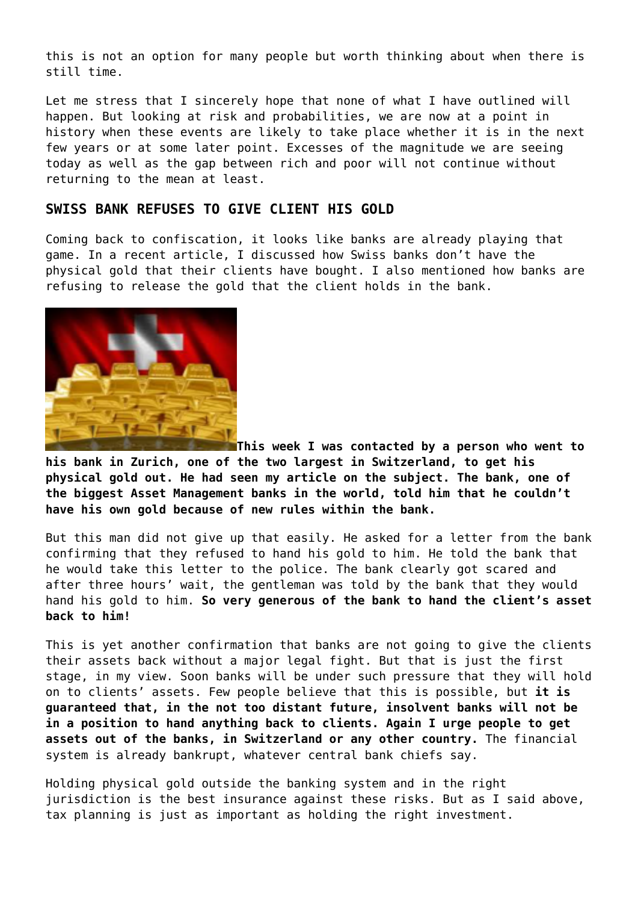this is not an option for many people but worth thinking about when there is still time.

Let me stress that I sincerely hope that none of what I have outlined will happen. But looking at risk and probabilities, we are now at a point in history when these events are likely to take place whether it is in the next few years or at some later point. Excesses of the magnitude we are seeing today as well as the gap between rich and poor will not continue without returning to the mean at least.

## SWISS BANK REFUSES TO GIVE CLIENT HIS GOLD

Coming back to confiscation, it looks like banks are already playing that game. In a recent article, I discussed how Swiss banks don't have the physical gold that their clients have bought. I also mentioned how banks are refusing to release the gold that the client holds in the bank.

**This week I was contacted by a person who went to his bank in Zurich, one of the two largest in Switzerland, to get his physical gold out. He had seen my article on the subject. The bank, one of the biggest Asset Management banks in the world, told him that he couldn't have his own gold because of new rules within the bank.**

But this man did not give up that easily. He asked for a letter from the bank confirming that they refused to hand his gold to him. He told the bank that he would take this letter to the police. The bank clearly got scared and after three hours' wait, the gentleman was told by the bank that they would hand his gold to him. **So very generous of the bank to hand the client's asset back to him!**

This is yet another confirmation that banks are not going to give the clients their assets back without a major legal fight. But that is just the first stage, in my view. Soon banks will be under such pressure that they will hold on to clients' assets. Few people believe that this is possible, but **it is guaranteed that, in the not too distant future, insolvent banks will not be in a position to hand anything back to clients. Again I urge people to get assets out of the banks, in Switzerland or any other country.** The financial system is already bankrupt, whatever central bank chiefs say.

Holding physical gold outside the banking system and in the right jurisdiction is the best insurance against these risks. But as I said above, tax planning is just as important as holding the right investment.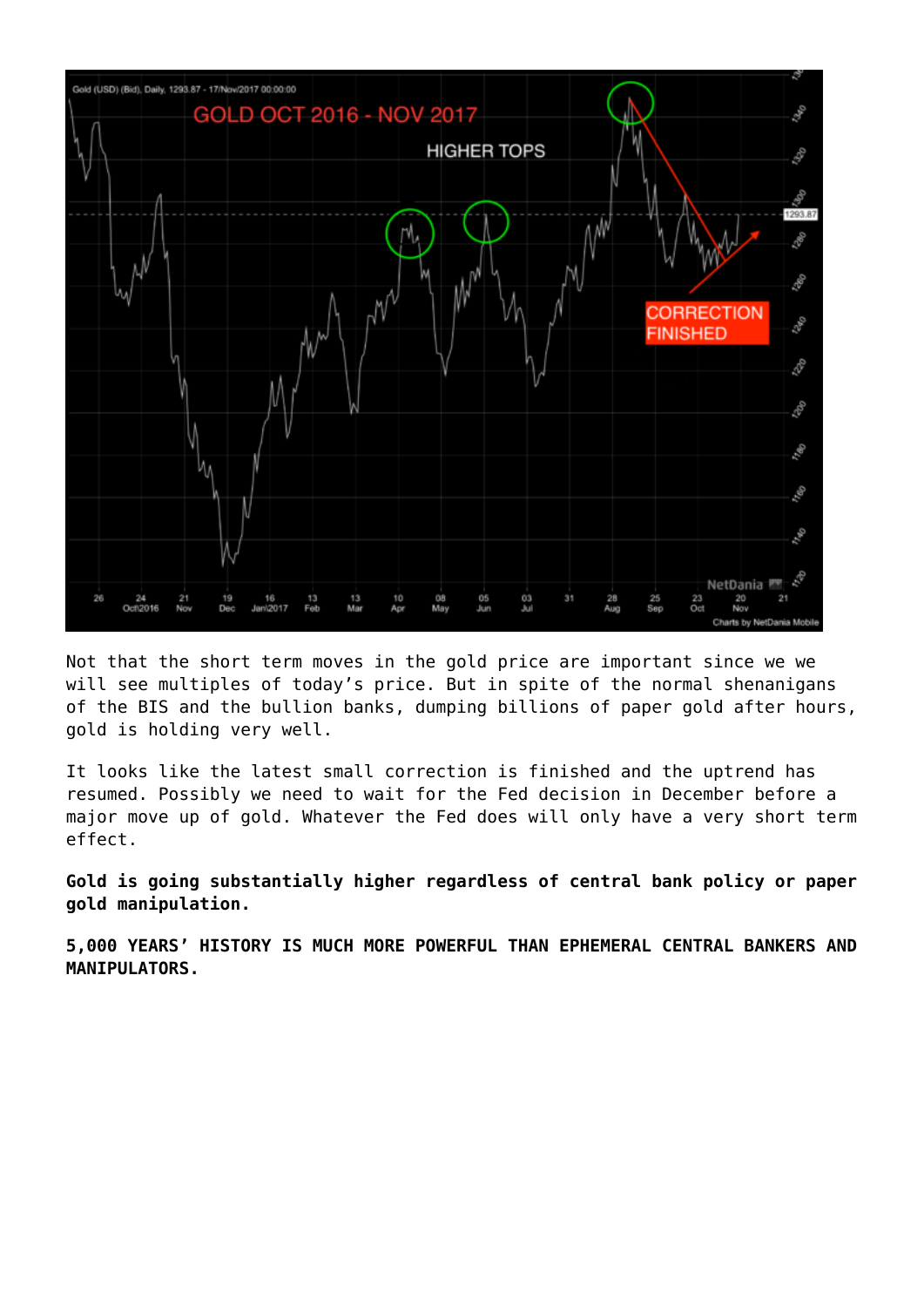Gold (USD) (Bid), Daily, 1293.87 - 17/Nov/2017 00:00:00

GOLD OCT 2016 - NOV 2017

HIGHER TOPS

CORRECTION FINISHED

1293.87

NetDania

Charts by NetDania Mobile

Not that the short term moves in the gold price are important since we we will see multiples of today's price. But in spite of the normal shenanigans of the BIS and the bullion banks, dumping billions of paper gold after hours, gold is holding very well.

It looks like the latest small correction is finished and the uptrend has resumed. Possibly we need to wait for the Fed decision in December before a major move up of gold. Whatever the Fed does will only have a very short term effect.

**Gold is going substantially higher regardless of central bank policy or paper gold manipulation.**

**5,000 YEARS' HISTORY IS MUCH MORE POWERFUL THAN EPHEMERAL CENTRAL BANKERS AND MANIPULATORS.**